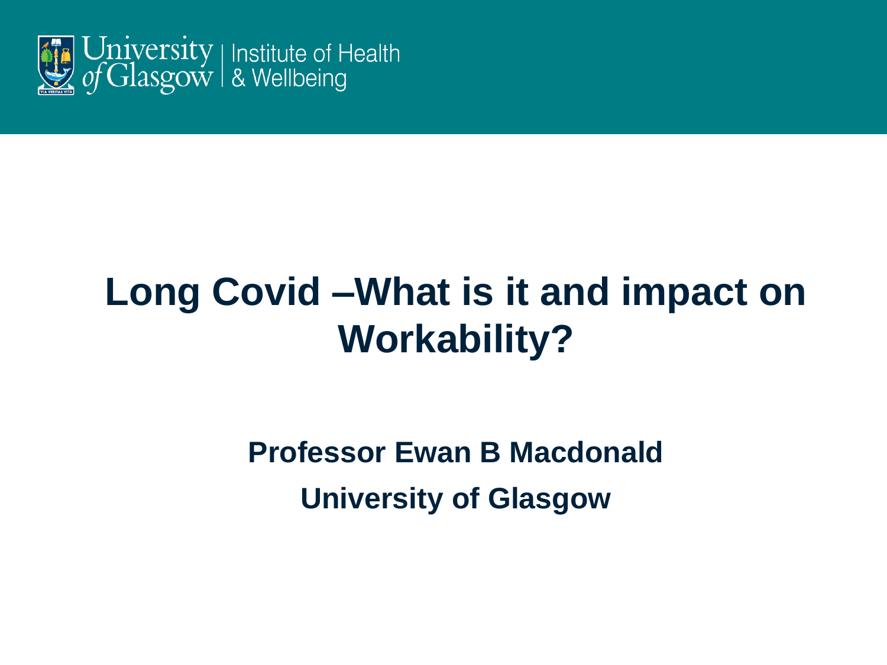University of Glasgow | Institute of Health & Wellbeing

# Long Covid –What is it and impact on Workability?

**Professor Ewan B Macdonald**

**University of Glasgow**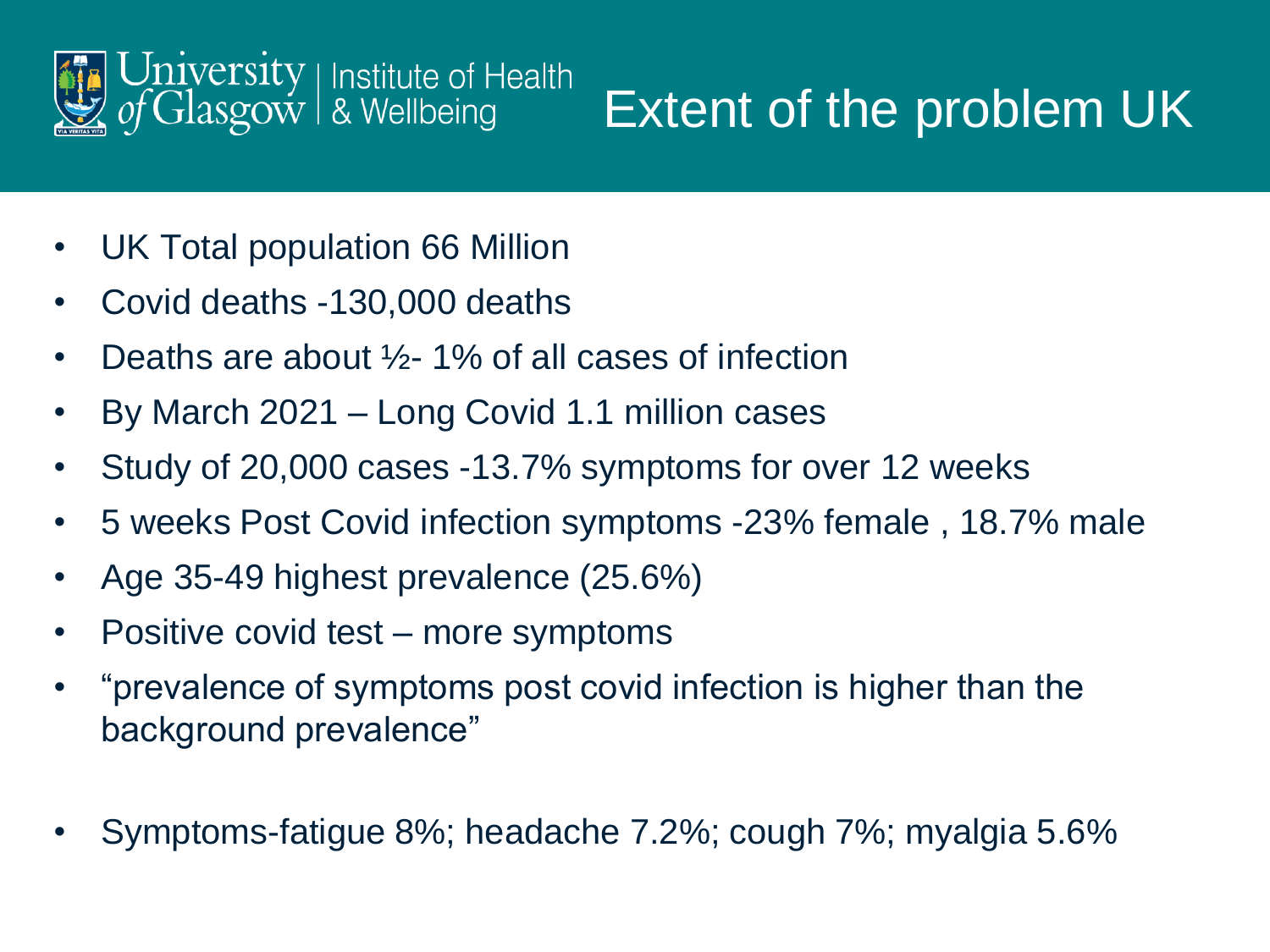# Extent of the problem UK

- UK Total population 66 Million
- Covid deaths -130,000 deaths
- Deaths are about ½- 1% of all cases of infection
- By March 2021 – Long Covid 1.1 million cases
- Study of 20,000 cases -13.7% symptoms for over 12 weeks
- 5 weeks Post Covid infection symptoms -23% female , 18.7% male
- Age 35-49 highest prevalence (25.6%)
- Positive covid test – more symptoms
- "prevalence of symptoms post covid infection is higher than the background prevalence"
- Symptoms-fatigue 8%; headache 7.2%; cough 7%; myalgia 5.6%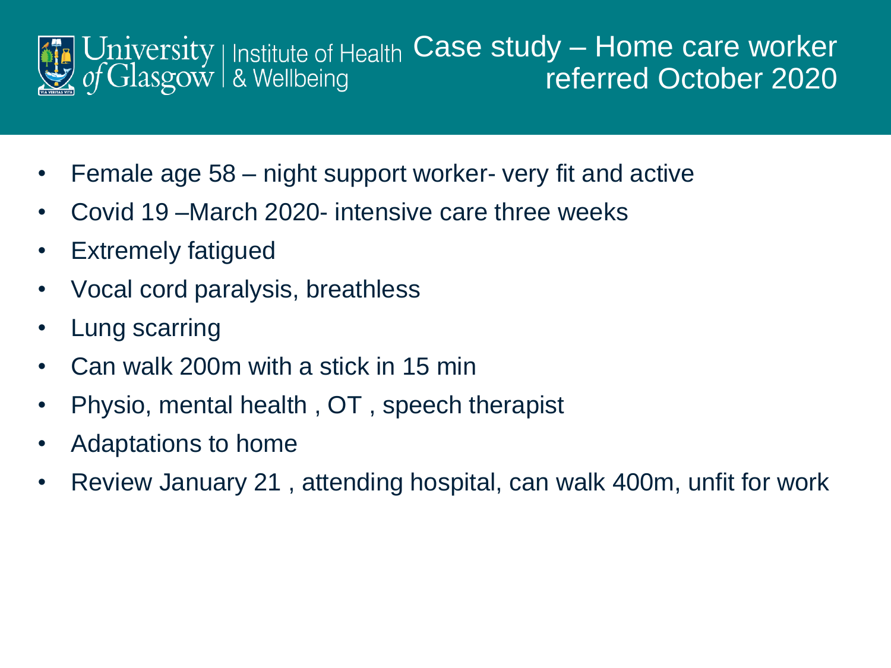# Case study – Home care worker referred October 2020

- Female age 58 – night support worker- very fit and active
- Covid 19 –March 2020- intensive care three weeks
- Extremely fatigued
- Vocal cord paralysis, breathless
- Lung scarring
- Can walk 200m with a stick in 15 min
- Physio, mental health , OT , speech therapist
- Adaptations to home
- Review January 21 , attending hospital, can walk 400m, unfit for work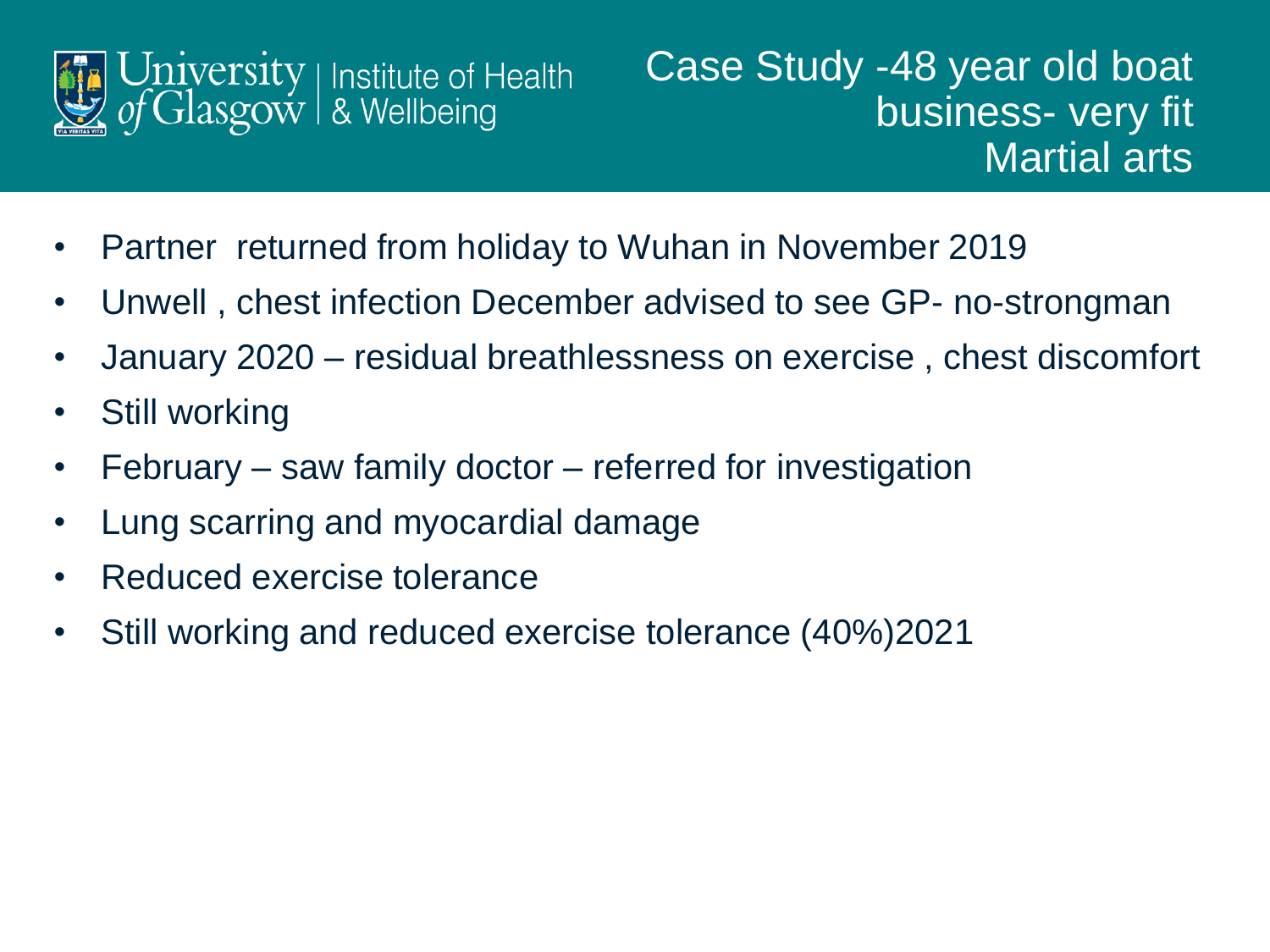# Case Study -48 year old boat business- very fit Martial arts

- Partner returned from holiday to Wuhan in November 2019
- Unwell , chest infection December advised to see GP- no-strongman
- January 2020 – residual breathlessness on exercise , chest discomfort
- Still working
- February – saw family doctor – referred for investigation
- Lung scarring and myocardial damage
- Reduced exercise tolerance
- Still working and reduced exercise tolerance (40%)2021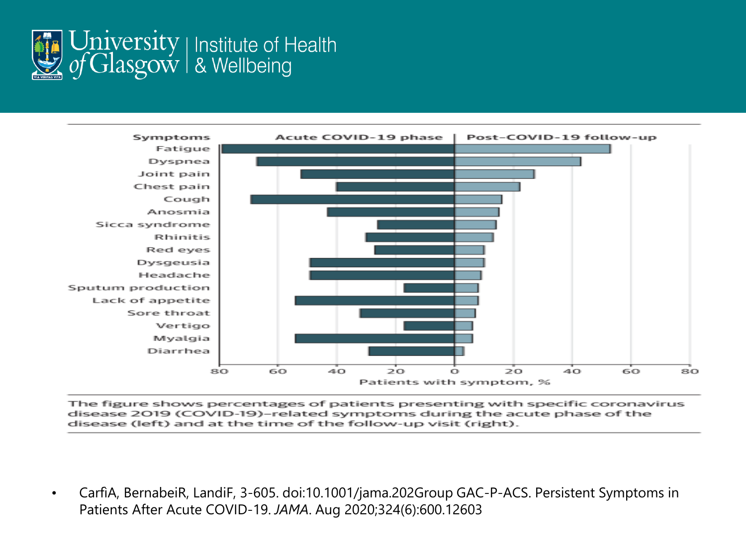| Symptoms | Acute COVID-19 phase | Post-COVID-19 follow-up |
|---|---|---|
| Fatigue | | |
| Dyspnea | | |
| Joint pain | | |
| Chest pain | | |
| Cough | | |
| Anosmia | | |
| Sicca syndrome | | |
| Rhinitis | | |
| Red eyes | | |
| Dysgeusia | | |
| Headache | | |
| Sputum production | | |
| Lack of appetite | | |
| Sore throat | | |
| Vertigo | | |
| Myalgia | | |
| Diarrhea | | |

80 60 40 20 0 20 40 60 80

Patients with symptom, %

The figure shows percentages of patients presenting with specific coronavirus disease 2019 (COVID-19)–related symptoms during the acute phase of the disease (left) and at the time of the follow-up visit (right).

- CarfiA, BernabeiR, LandiF, 3-605. doi:10.1001/jama.202Group GAC-P-ACS. Persistent Symptoms in Patients After Acute COVID-19. *JAMA*. Aug 2020;324(6):600.12603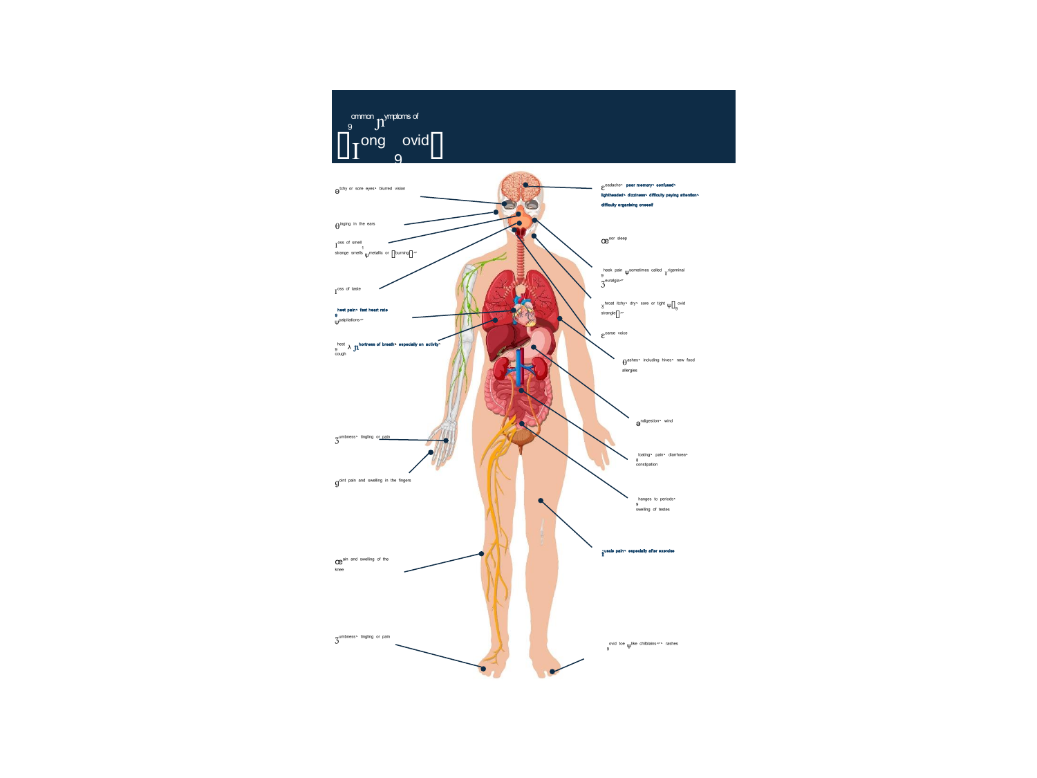# Common Symptoms of Long Covid

Itchy or sore eyes, blurred vision

Ringing in the ears

Loss of smell
strange smells (metallic or burning)

Loss of taste

**Chest pain, fast heart rate (palpitations)**

Chest & **Shortness of breath, especially on activity,** cough

Numbness, tingling or pain

Joint pain and swelling in the fingers

Pain and swelling of the knee

Numbness, tingling or pain

Headache, **poor memory, confused, lightheaded, dizziness, difficulty paying attention, difficulty organising oneself**

Poor sleep

Cheek pain (sometimes called trigeminal neuralgia)

Throat itchy, dry, sore or tight (Covid strangle)

Hoarse voice

Rashes, including hives, new food allergies

Indigestion, wind

Bloating, pain, diarrhoea, constipation

Changes to periods, swelling of testes

**Muscle pain, especially after exercise**

Covid toe (like chilblains), rashes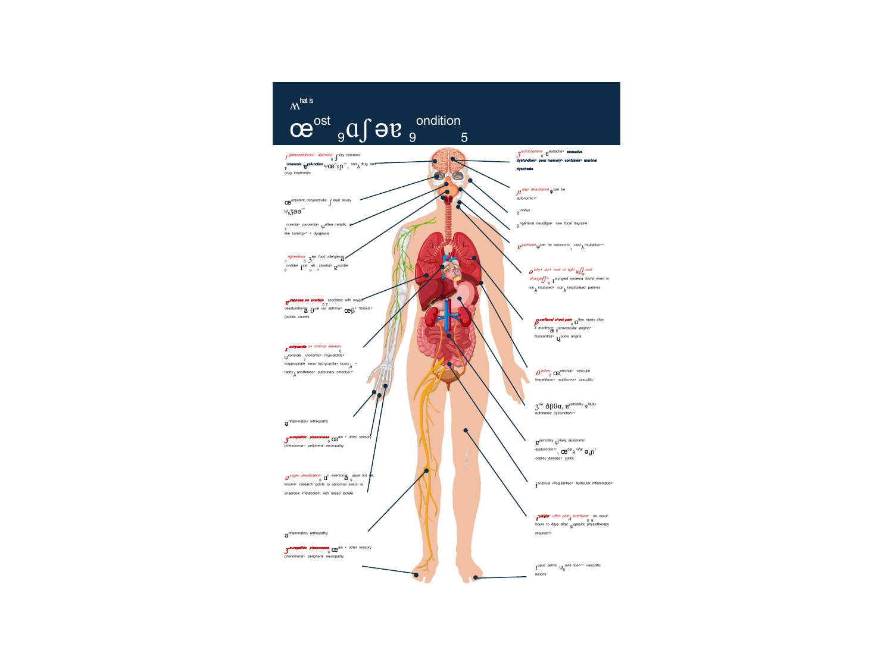# What is Post COVID Condition?

- **Lightheadedness, dizziness:** very common
- **Autonomic dysfunction** (POTS); non-drug and drug treatments
- **Persistent conjunctivitis:** visual acuity
- **Anosmia, parosmia** (often metallic or like burning), dysgeusia
- **Angioedema:** new food allergies – consider mast cell activation disorder
- **Dyspnoea on exertion:** associated with oxygen desaturation – rule out asthma, PE, fibrosis, cardiac causes
- **Tachycardia on minimal exertion:** consider autonomic, myocarditis, inappropriate sinus tachycardia, brady-tachy arrhythmias, pulmonary embolus.
- **Inflammatory arthropathy**
- **Neuropathic phenomena:** pain, other sensory phenomena, peripheral neuropathy
- **Oxygen desaturation:** on exertion; cause not yet known, research points to abnormal switch to anaerobic metabolism with raised lactate
- **Inflammatory arthropathy**
- **Neuropathic phenomena:** pain, other sensory phenomena, peripheral neuropathy
- **Neurocognitive:** headache, **executive dysfunction, poor memory, confusion, nominal dysphasia**
- **Sleep disturbance** (can be autonomic)
- **Tinnitus**
- **Trigeminal neuralgia, new focal migraine**
- **Dysphonia** (can be autonomic; post-intubation)
- **Itchy, dry, sore or tight** ("Covid strangle"): laryngeal oedema found even in non-intubated, non-hospitalised patients
- **Exertional chest pain:** often starts after 3 months, microvascular angina, myocarditis, Kounis angina
- **Rashes:** petechial, vesicular, herpetiform, multiforme, vasculitic
- **New GERD, dysmotility** (likely autonomic dysfunction)
- **Dysmotility** (likely autonomic dysfunction); post-viral IBS, coeliac disease, colitis
- **Menstrual irregularities, testicular inflammation**
- **Myalgia, often post-exertional:** can occur hours to days after (specific physiotherapy required)
- **Lupus pernio** (Covid toe), vasculitic lesions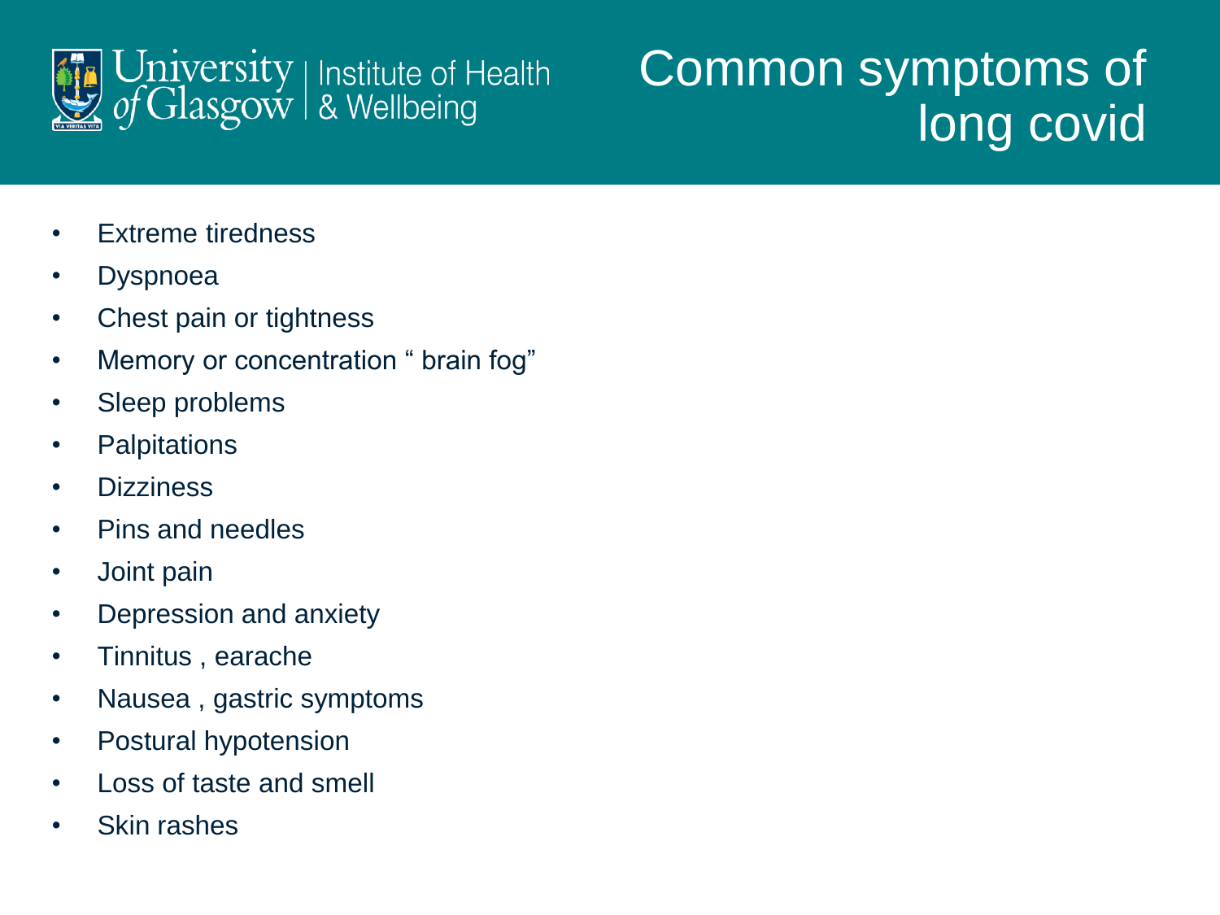# Common symptoms of long covid

- Extreme tiredness
- Dyspnoea
- Chest pain or tightness
- Memory or concentration “ brain fog”
- Sleep problems
- Palpitations
- Dizziness
- Pins and needles
- Joint pain
- Depression and anxiety
- Tinnitus , earache
- Nausea , gastric symptoms
- Postural hypotension
- Loss of taste and smell
- Skin rashes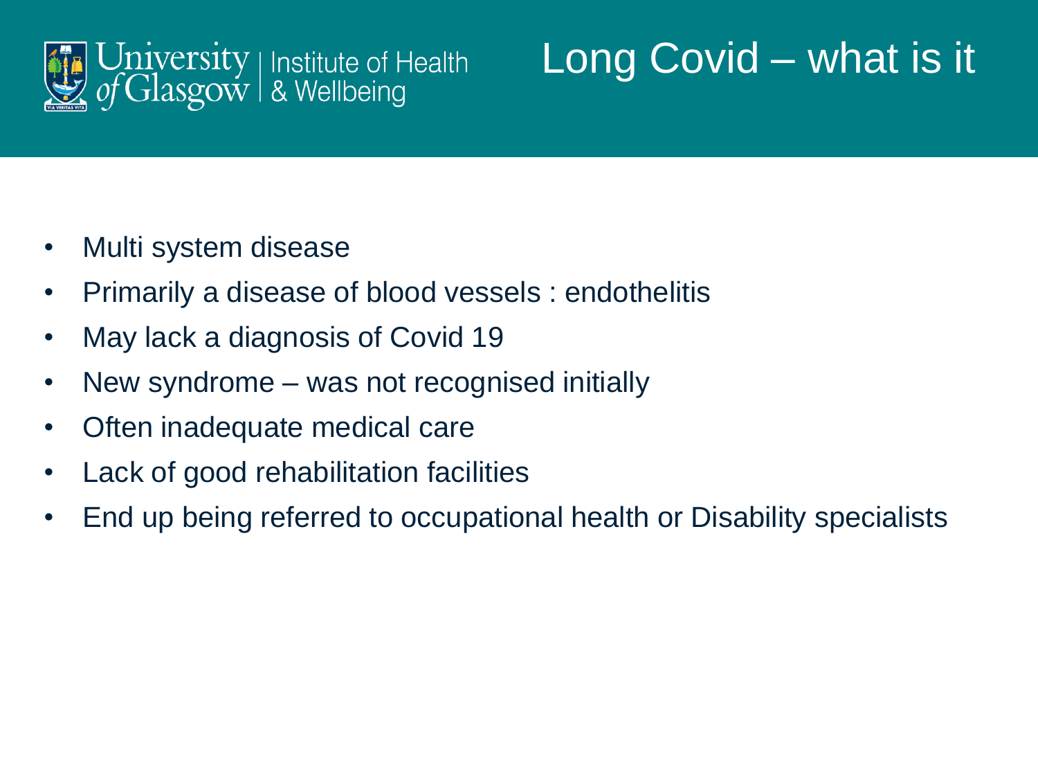# Long Covid – what is it

- Multi system disease
- Primarily a disease of blood vessels : endothelitis
- May lack a diagnosis of Covid 19
- New syndrome – was not recognised initially
- Often inadequate medical care
- Lack of good rehabilitation facilities
- End up being referred to occupational health or Disability specialists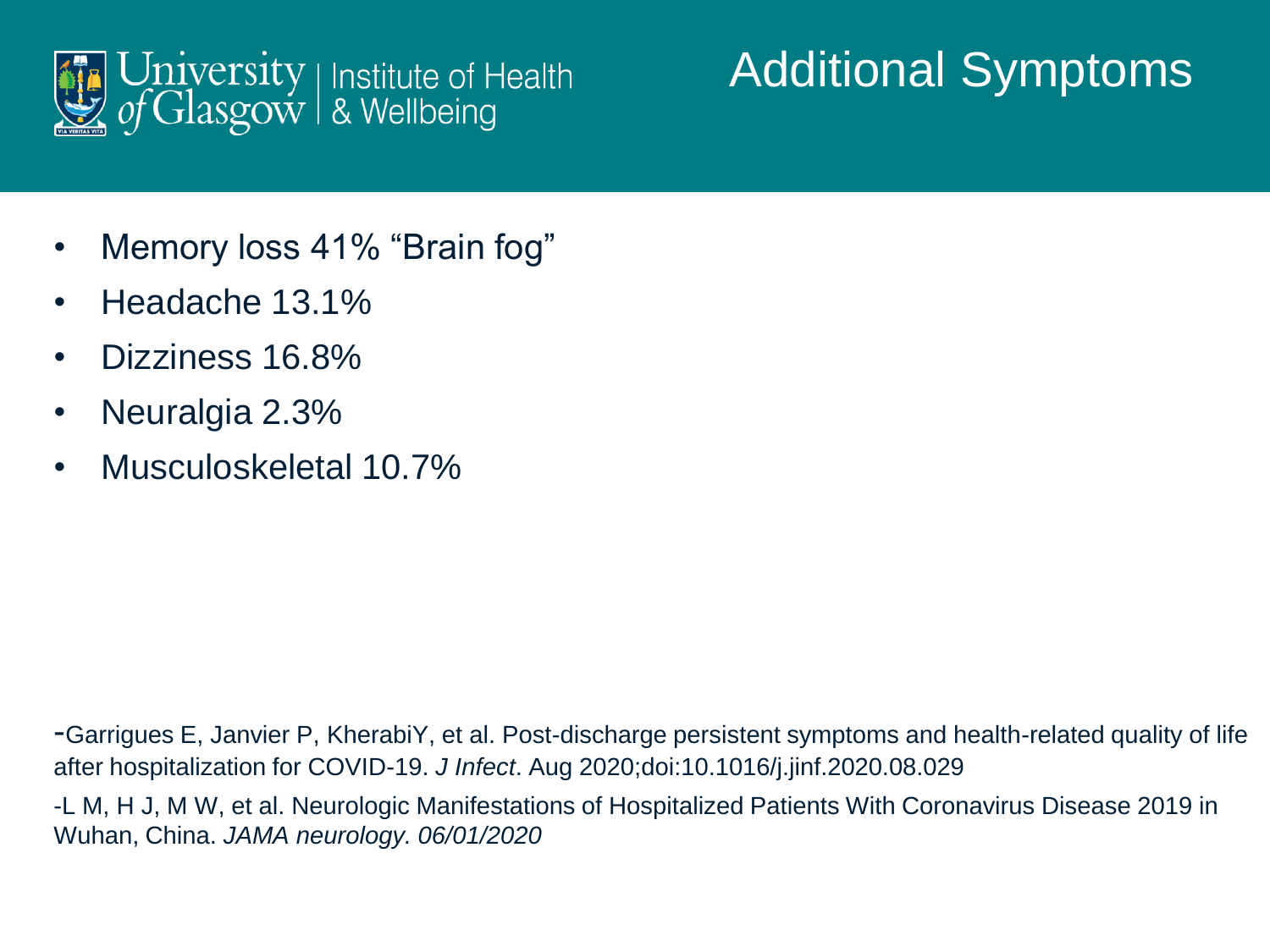# Additional Symptoms

- Memory loss 41% “Brain fog”
- Headache 13.1%
- Dizziness 16.8%
- Neuralgia 2.3%
- Musculoskeletal 10.7%

-Garrigues E, Janvier P, KherabiY, et al. Post-discharge persistent symptoms and health-related quality of life after hospitalization for COVID-19. *J Infect*. Aug 2020;doi:10.1016/j.jinf.2020.08.029

-L M, H J, M W, et al. Neurologic Manifestations of Hospitalized Patients With Coronavirus Disease 2019 in Wuhan, China. *JAMA neurology. 06/01/2020*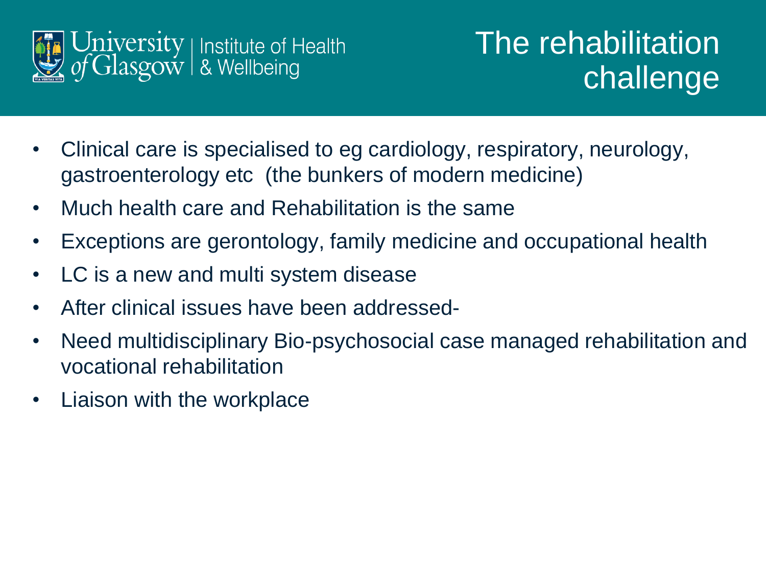# The rehabilitation challenge

- Clinical care is specialised to eg cardiology, respiratory, neurology, gastroenterology etc  (the bunkers of modern medicine)
- Much health care and Rehabilitation is the same
- Exceptions are gerontology, family medicine and occupational health
- LC is a new and multi system disease
- After clinical issues have been addressed-
- Need multidisciplinary Bio-psychosocial case managed rehabilitation and vocational rehabilitation
- Liaison with the workplace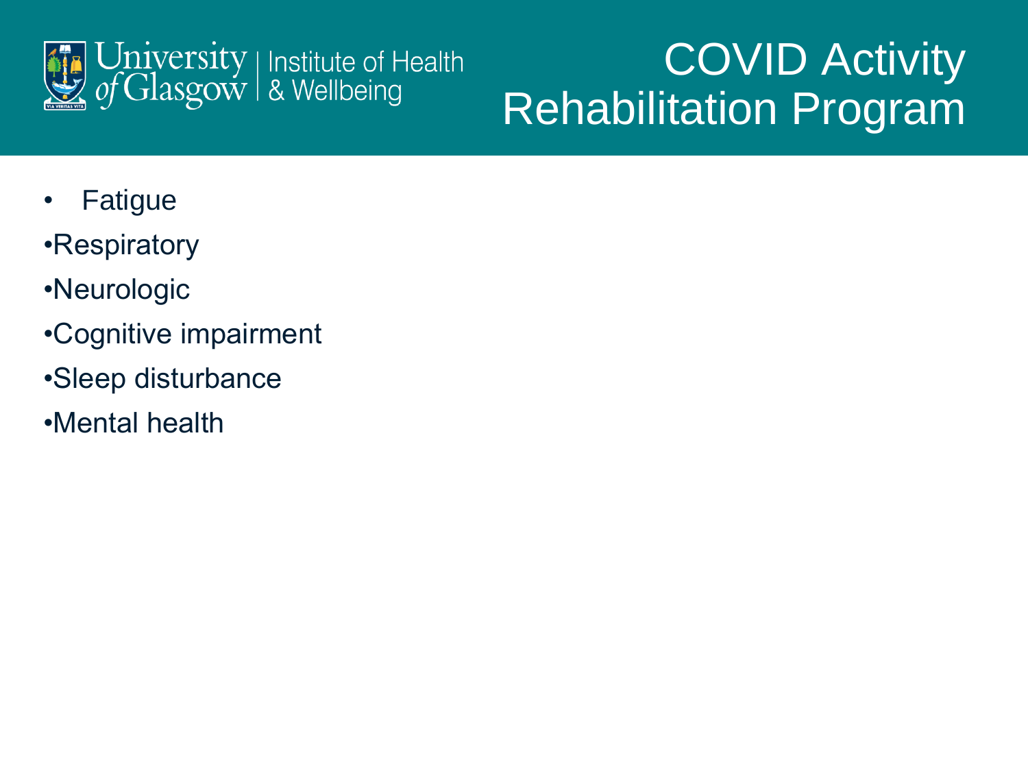# COVID Activity Rehabilitation Program

University of Glasgow | Institute of Health & Wellbeing

- Fatigue
- Respiratory
- Neurologic
- Cognitive impairment
- Sleep disturbance
- Mental health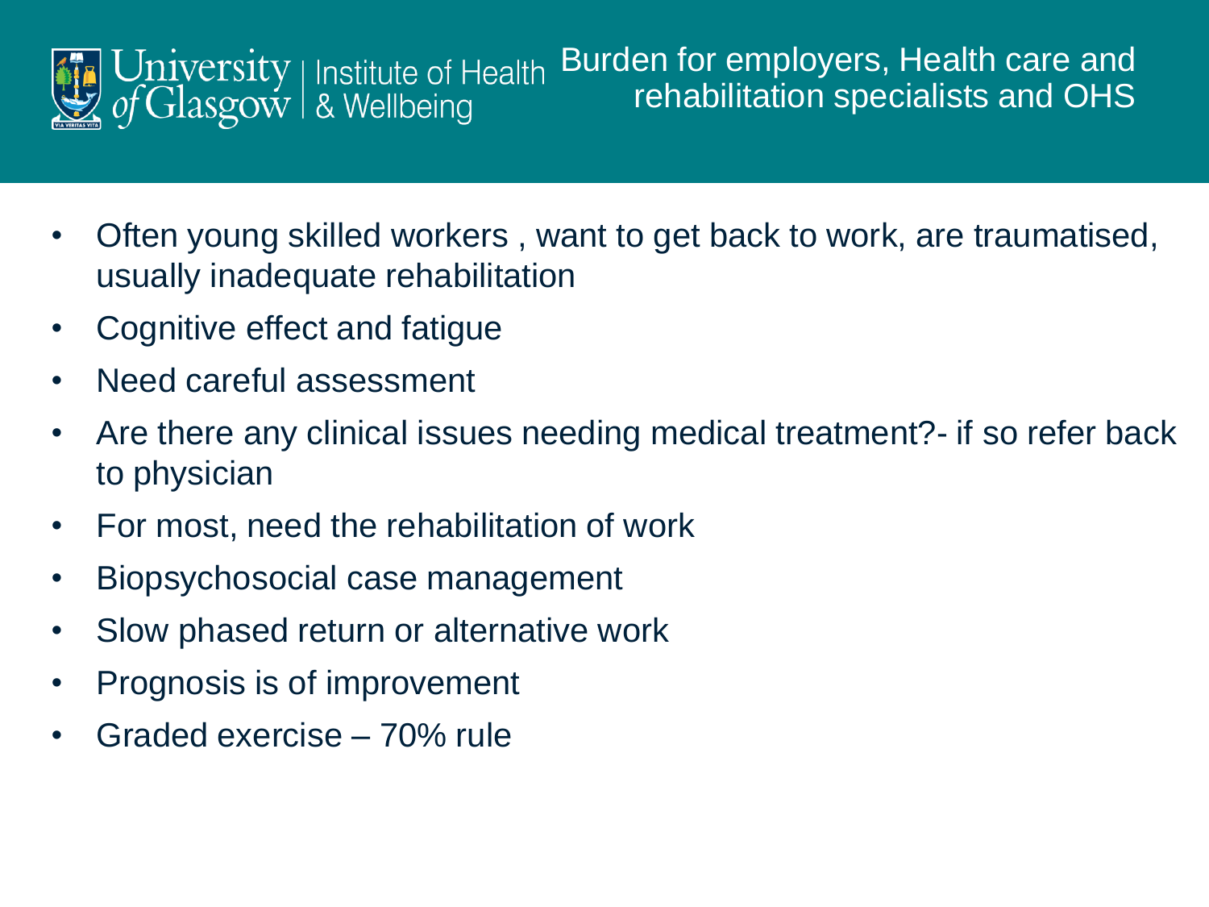## Burden for employers, Health care and rehabilitation specialists and OHS

- Often young skilled workers , want to get back to work, are traumatised, usually inadequate rehabilitation
- Cognitive effect and fatigue
- Need careful assessment
- Are there any clinical issues needing medical treatment?- if so refer back to physician
- For most, need the rehabilitation of work
- Biopsychosocial case management
- Slow phased return or alternative work
- Prognosis is of improvement
- Graded exercise – 70% rule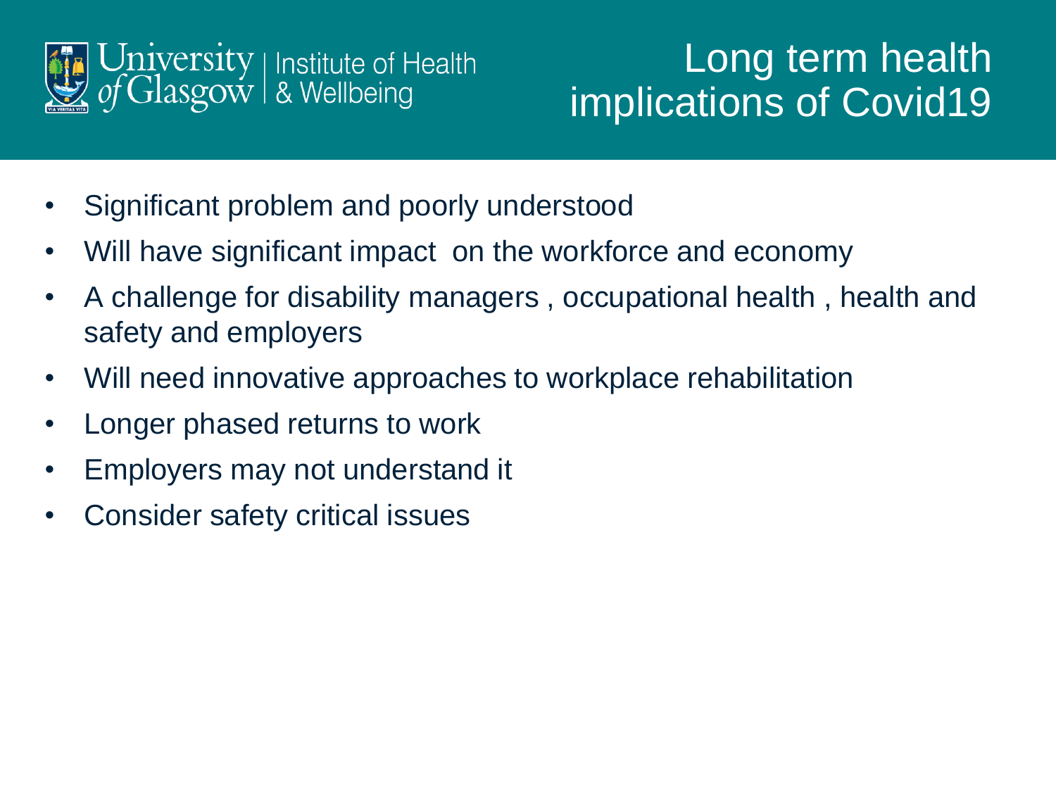# Long term health implications of Covid19

- Significant problem and poorly understood
- Will have significant impact on the workforce and economy
- A challenge for disability managers , occupational health , health and safety and employers
- Will need innovative approaches to workplace rehabilitation
- Longer phased returns to work
- Employers may not understand it
- Consider safety critical issues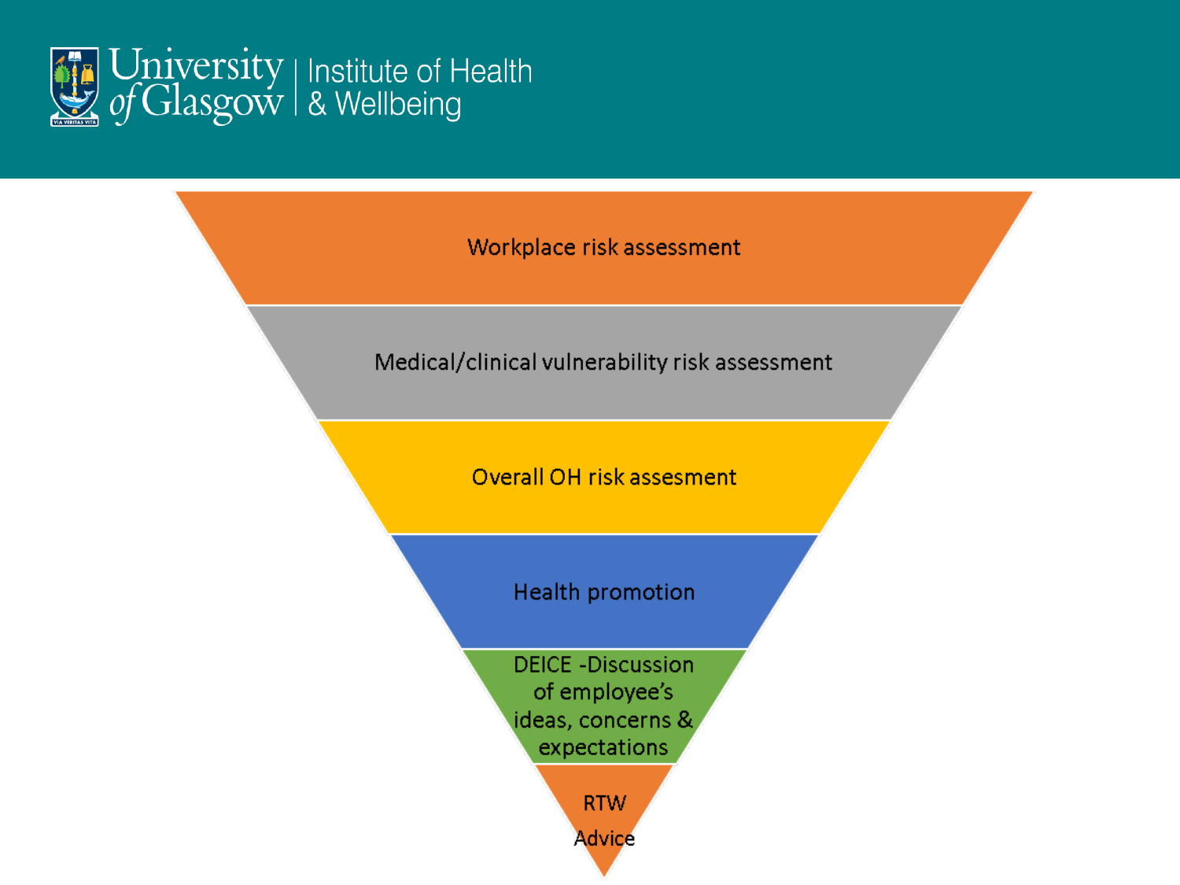- Workplace risk assessment
- Medical/clinical vulnerability risk assessment
- Overall OH risk assesment
- Health promotion
- DEICE -Discussion of employee's ideas, concerns & expectations
- RTW Advice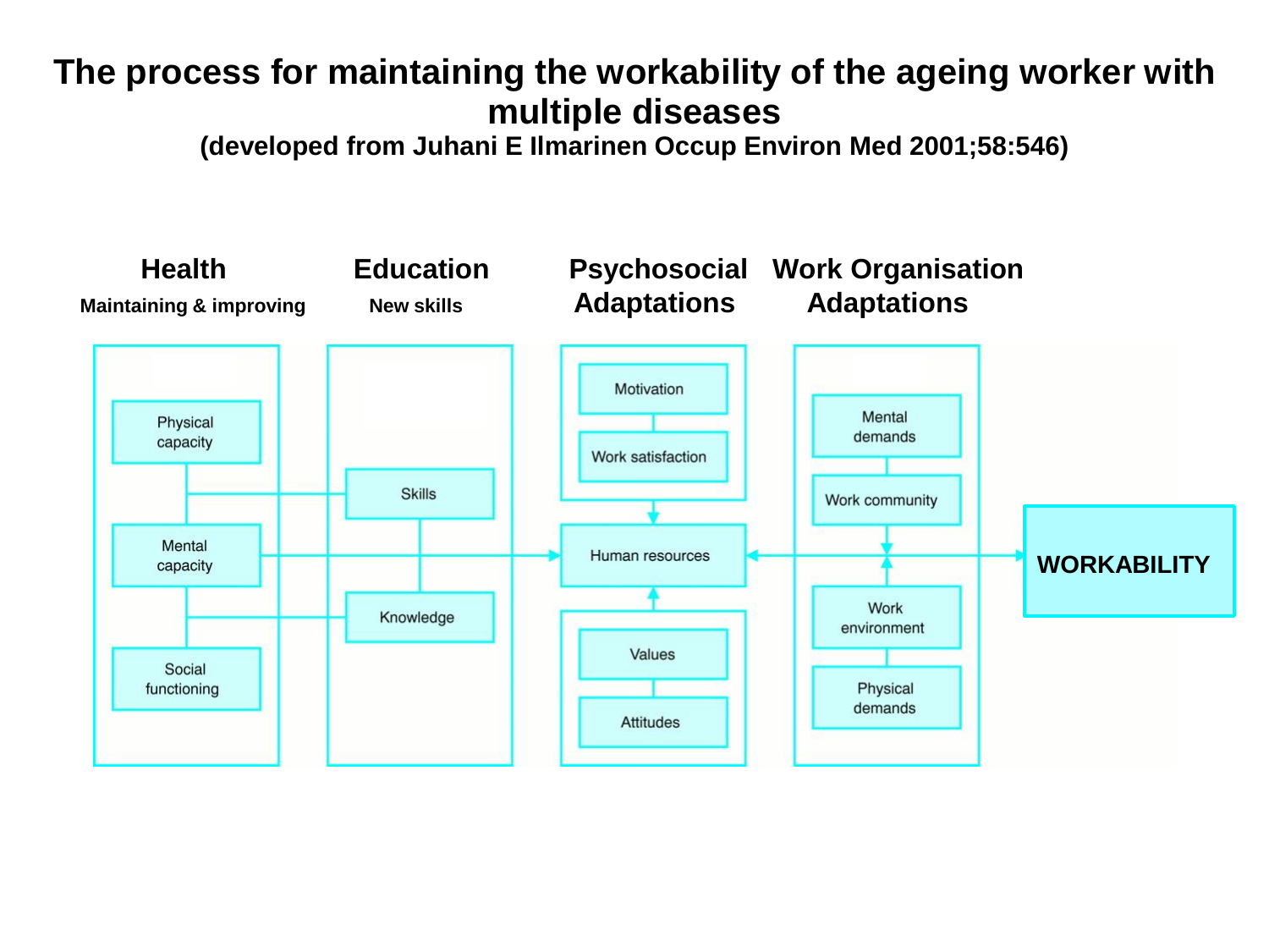# The process for maintaining the workability of the ageing worker with multiple diseases

**(developed from Juhani E Ilmarinen Occup Environ Med 2001;58:546)**

**Health**
Maintaining & improving

- Physical capacity
- Mental capacity
- Social functioning

**Education**
New skills

- Skills
- Knowledge

**Psychosocial Adaptations**

- Motivation
- Work satisfaction
- Human resources
- Values
- Attitudes

**Work Organisation Adaptations**

- Mental demands
- Work community
- Work environment
- Physical demands

**WORKABILITY**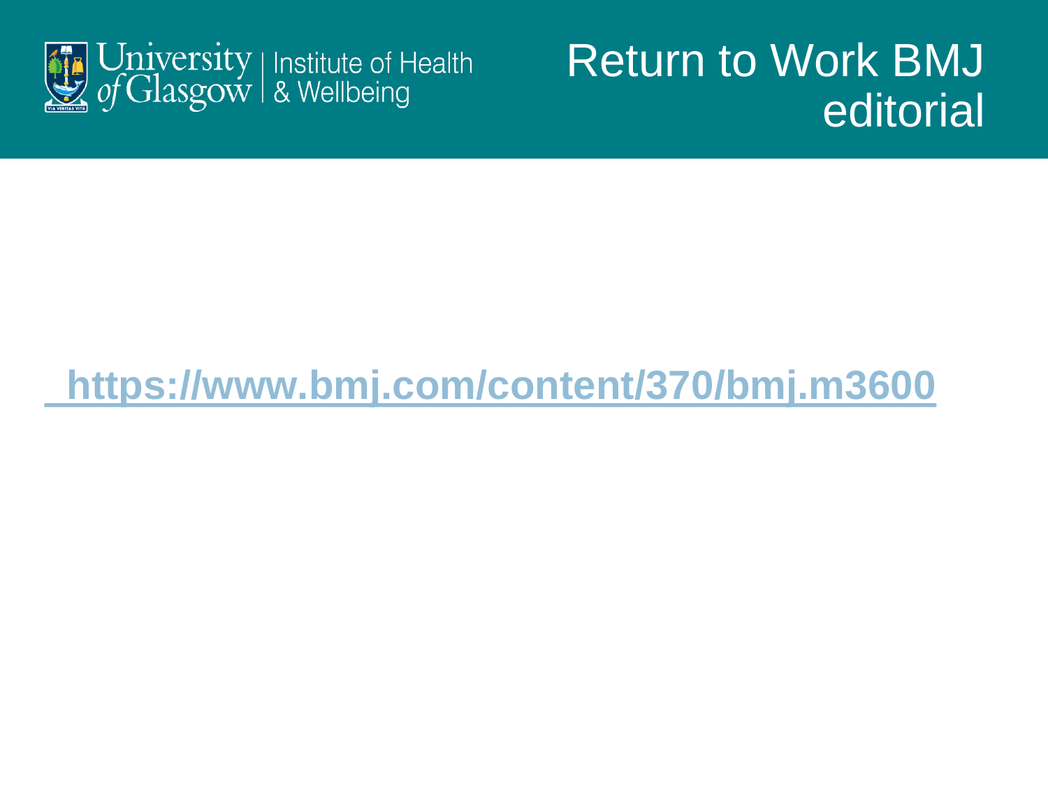# Return to Work BMJ editorial

https://www.bmj.com/content/370/bmj.m3600